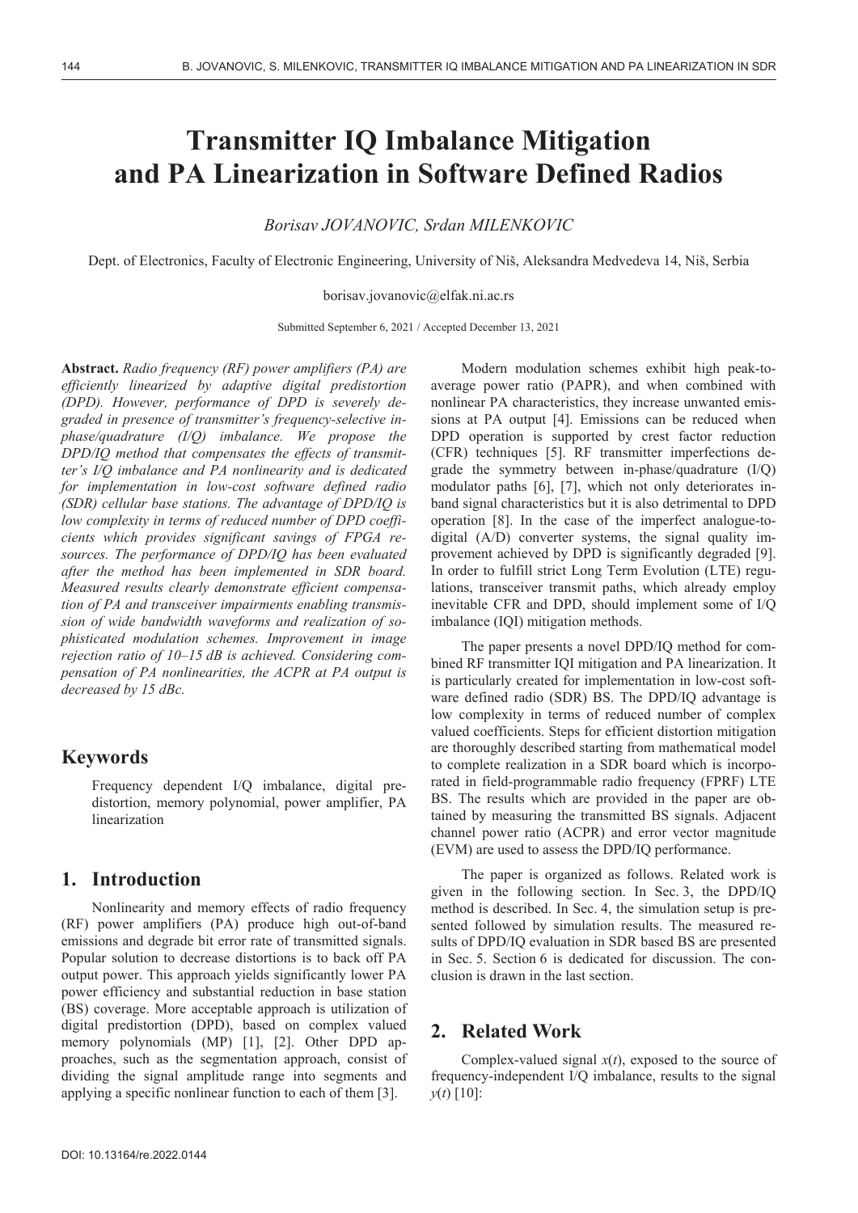# Transmitter IQ Imbalance Mitigation and PA Linearization in Software Defined Radios

*Borisav JOVANOVIC, Srdan MILENKOVIC*

Dept. of Electronics, Faculty of Electronic Engineering, University of Niš, Aleksandra Medvedeva 14, Niš, Serbia

borisav.jovanovic@elfak.ni.ac.rs

Submitted September 6, 2021 / Accepted December 13, 2021

**Abstract.** *Radio frequency (RF) power amplifiers (PA) are efficiently linearized by adaptive digital predistortion (DPD). However, performance of DPD is severely degraded in presence of transmitter's frequency-selective in-phase/quadrature (I/Q) imbalance. We propose the DPD/IQ method that compensates the effects of transmitter's I/Q imbalance and PA nonlinearity and is dedicated for implementation in low-cost software defined radio (SDR) cellular base stations. The advantage of DPD/IQ is low complexity in terms of reduced number of DPD coefficients which provides significant savings of FPGA resources. The performance of DPD/IQ has been evaluated after the method has been implemented in SDR board. Measured results clearly demonstrate efficient compensation of PA and transceiver impairments enabling transmission of wide bandwidth waveforms and realization of sophisticated modulation schemes. Improvement in image rejection ratio of 10–15 dB is achieved. Considering compensation of PA nonlinearities, the ACPR at PA output is decreased by 15 dBc.*

## Keywords

Frequency dependent I/Q imbalance, digital predistortion, memory polynomial, power amplifier, PA linearization

## 1. Introduction

Nonlinearity and memory effects of radio frequency (RF) power amplifiers (PA) produce high out-of-band emissions and degrade bit error rate of transmitted signals. Popular solution to decrease distortions is to back off PA output power. This approach yields significantly lower PA power efficiency and substantial reduction in base station (BS) coverage. More acceptable approach is utilization of digital predistortion (DPD), based on complex valued memory polynomials (MP) [1], [2]. Other DPD approaches, such as the segmentation approach, consist of dividing the signal amplitude range into segments and applying a specific nonlinear function to each of them [3].

Modern modulation schemes exhibit high peak-to-average power ratio (PAPR), and when combined with nonlinear PA characteristics, they increase unwanted emissions at PA output [4]. Emissions can be reduced when DPD operation is supported by crest factor reduction (CFR) techniques [5]. RF transmitter imperfections degrade the symmetry between in-phase/quadrature (I/Q) modulator paths [6], [7], which not only deteriorates in-band signal characteristics but it is also detrimental to DPD operation [8]. In the case of the imperfect analogue-to-digital (A/D) converter systems, the signal quality improvement achieved by DPD is significantly degraded [9]. In order to fulfill strict Long Term Evolution (LTE) regulations, transceiver transmit paths, which already employ inevitable CFR and DPD, should implement some of I/Q imbalance (IQI) mitigation methods.

The paper presents a novel DPD/IQ method for combined RF transmitter IQI mitigation and PA linearization. It is particularly created for implementation in low-cost software defined radio (SDR) BS. The DPD/IQ advantage is low complexity in terms of reduced number of complex valued coefficients. Steps for efficient distortion mitigation are thoroughly described starting from mathematical model to complete realization in a SDR board which is incorporated in field-programmable radio frequency (FPRF) LTE BS. The results which are provided in the paper are obtained by measuring the transmitted BS signals. Adjacent channel power ratio (ACPR) and error vector magnitude (EVM) are used to assess the DPD/IQ performance.

The paper is organized as follows. Related work is given in the following section. In Sec. 3, the DPD/IQ method is described. In Sec. 4, the simulation setup is presented followed by simulation results. The measured results of DPD/IQ evaluation in SDR based BS are presented in Sec. 5. Section 6 is dedicated for discussion. The conclusion is drawn in the last section.

## 2. Related Work

Complex-valued signal $x(t)$, exposed to the source of frequency-independent I/Q imbalance, results to the signal $y(t)$ [10]:

DOI: 10.13164/re.2022.0144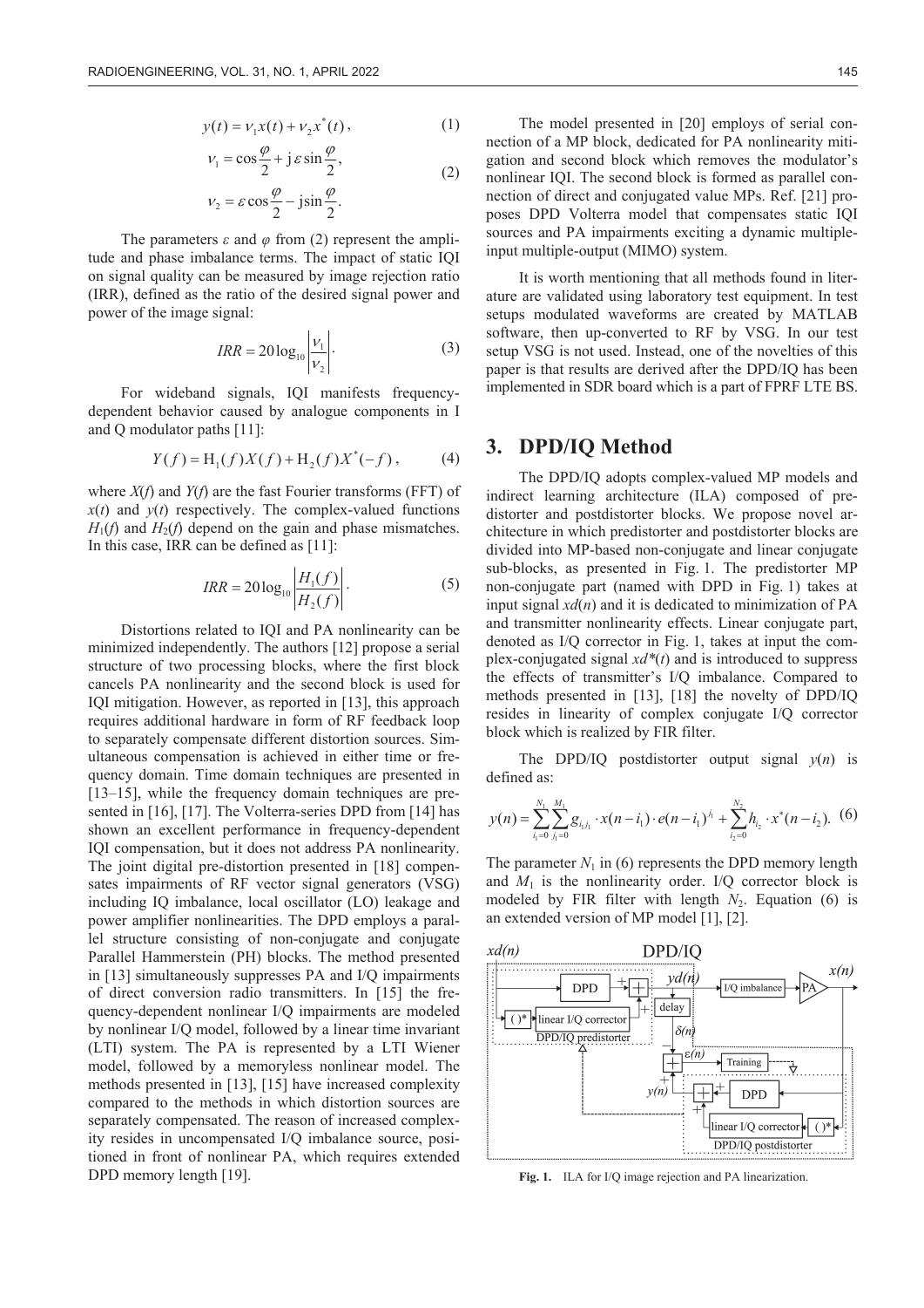$$y(t) = \nu_1 x(t) + \nu_2 x^*(t), \tag{1}$$

$$\nu_1 = \cos\frac{\varphi}{2} + \mathrm{j}\,\varepsilon \sin\frac{\varphi}{2},$$
$$\nu_2 = \varepsilon \cos\frac{\varphi}{2} - \mathrm{j}\sin\frac{\varphi}{2}. \tag{2}$$

The parameters $\varepsilon$ and $\varphi$ from (2) represent the amplitude and phase imbalance terms. The impact of static IQI on signal quality can be measured by image rejection ratio (IRR), defined as the ratio of the desired signal power and power of the image signal:

$$IRR = 20\log_{10}\left|\frac{\nu_1}{\nu_2}\right|. \tag{3}$$

For wideband signals, IQI manifests frequency-dependent behavior caused by analogue components in I and Q modulator paths [11]:

$$Y(f) = \mathrm{H}_1(f)X(f) + \mathrm{H}_2(f)X^*(-f), \tag{4}$$

where $X(f)$ and $Y(f)$ are the fast Fourier transforms (FFT) of $x(t)$ and $y(t)$ respectively. The complex-valued functions $H_1(f)$ and $H_2(f)$ depend on the gain and phase mismatches. In this case, IRR can be defined as [11]:

$$IRR = 20\log_{10}\left|\frac{H_1(f)}{H_2(f)}\right|. \tag{5}$$

Distortions related to IQI and PA nonlinearity can be minimized independently. The authors [12] propose a serial structure of two processing blocks, where the first block cancels PA nonlinearity and the second block is used for IQI mitigation. However, as reported in [13], this approach requires additional hardware in form of RF feedback loop to separately compensate different distortion sources. Simultaneous compensation is achieved in either time or frequency domain. Time domain techniques are presented in [13–15], while the frequency domain techniques are presented in [16], [17]. The Volterra-series DPD from [14] has shown an excellent performance in frequency-dependent IQI compensation, but it does not address PA nonlinearity. The joint digital pre-distortion presented in [18] compensates impairments of RF vector signal generators (VSG) including IQ imbalance, local oscillator (LO) leakage and power amplifier nonlinearities. The DPD employs a parallel structure consisting of non-conjugate and conjugate Parallel Hammerstein (PH) blocks. The method presented in [13] simultaneously suppresses PA and I/Q impairments of direct conversion radio transmitters. In [15] the frequency-dependent nonlinear I/Q impairments are modeled by nonlinear I/Q model, followed by a linear time invariant (LTI) system. The PA is represented by a LTI Wiener model, followed by a memoryless nonlinear model. The methods presented in [13], [15] have increased complexity compared to the methods in which distortion sources are separately compensated. The reason of increased complexity resides in uncompensated I/Q imbalance source, positioned in front of nonlinear PA, which requires extended DPD memory length [19].

The model presented in [20] employs of serial connection of a MP block, dedicated for PA nonlinearity mitigation and second block which removes the modulator's nonlinear IQI. The second block is formed as parallel connection of direct and conjugated value MPs. Ref. [21] proposes DPD Volterra model that compensates static IQI sources and PA impairments exciting a dynamic multiple-input multiple-output (MIMO) system.

It is worth mentioning that all methods found in literature are validated using laboratory test equipment. In test setups modulated waveforms are created by MATLAB software, then up-converted to RF by VSG. In our test setup VSG is not used. Instead, one of the novelties of this paper is that results are derived after the DPD/IQ has been implemented in SDR board which is a part of FPRF LTE BS.

## 3. DPD/IQ Method

The DPD/IQ adopts complex-valued MP models and indirect learning architecture (ILA) composed of predistorter and postdistorter blocks. We propose novel architecture in which predistorter and postdistorter blocks are divided into MP-based non-conjugate and linear conjugate sub-blocks, as presented in Fig. 1. The predistorter MP non-conjugate part (named with DPD in Fig. 1) takes at input signal $xd(n)$ and it is dedicated to minimization of PA and transmitter nonlinearity effects. Linear conjugate part, denoted as I/Q corrector in Fig. 1, takes at input the complex-conjugated signal $xd^*(t)$ and is introduced to suppress the effects of transmitter's I/Q imbalance. Compared to methods presented in [13], [18] the novelty of DPD/IQ resides in linearity of complex conjugate I/Q corrector block which is realized by FIR filter.

The DPD/IQ postdistorter output signal $y(n)$ is defined as:

$$y(n) = \sum_{i_1=0}^{N_1}\sum_{j_1=0}^{M_1} g_{i_1 j_1}\cdot x(n-i_1)\cdot e(n-i_1)^{j_1} + \sum_{i_2=0}^{N_2} h_{i_2}\cdot x^*(n-i_2). \tag{6}$$

The parameter $N_1$ in (6) represents the DPD memory length and $M_1$ is the nonlinearity order. I/Q corrector block is modeled by FIR filter with length $N_2$. Equation (6) is an extended version of MP model [1], [2].

**Fig. 1.** ILA for I/Q image rejection and PA linearization.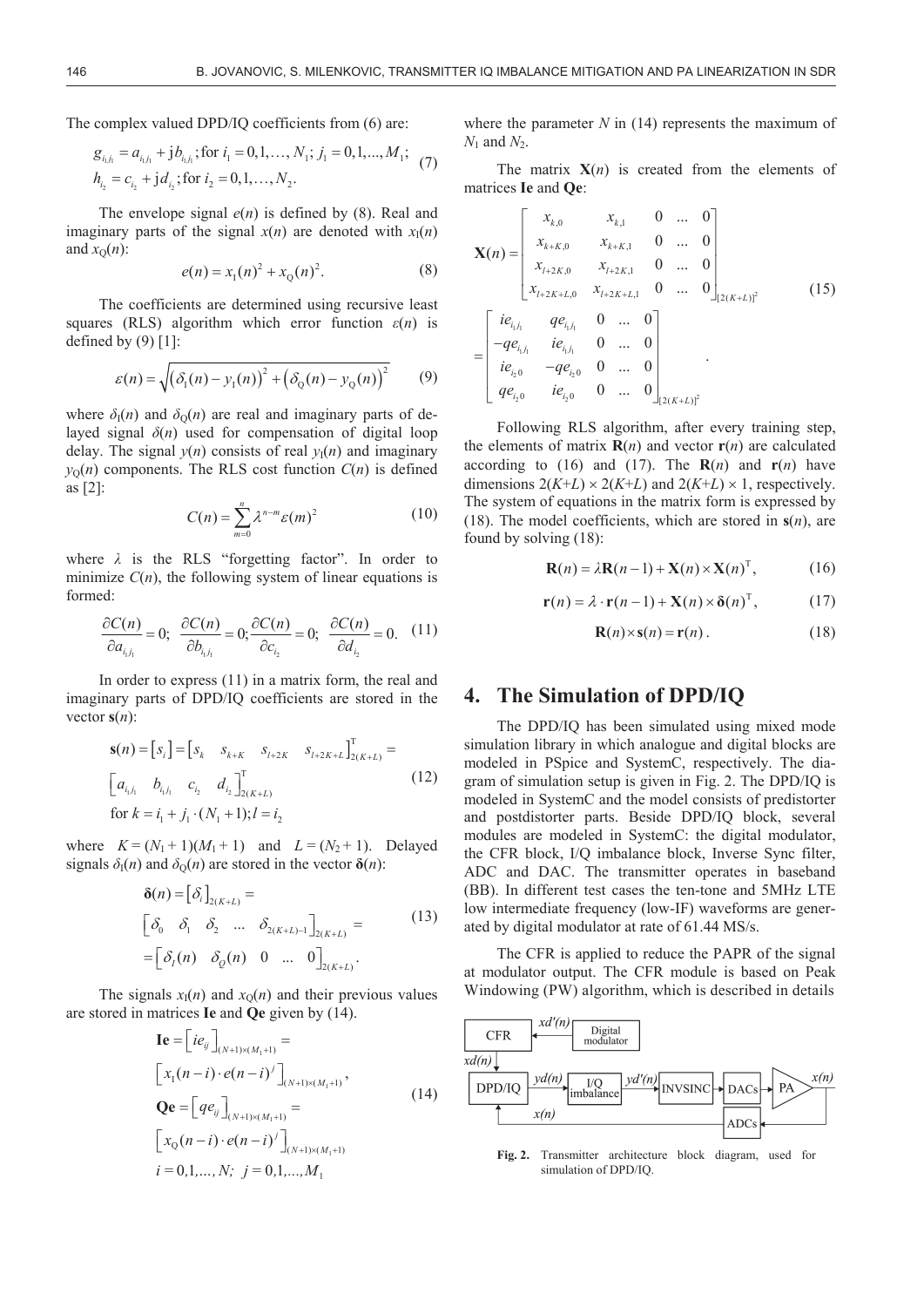The complex valued DPD/IQ coefficients from (6) are:

$$g_{i_1 j_1} = a_{i_1 j_1} + \mathrm{j} b_{i_1 j_1}; \text{for } i_1 = 0,1,\ldots, N_1;\ j_1 = 0,1,\ldots, M_1;$$
$$h_{i_2} = c_{i_2} + \mathrm{j} d_{i_2}; \text{for } i_2 = 0,1,\ldots, N_2. \tag{7}$$

The envelope signal $e(n)$ is defined by (8). Real and imaginary parts of the signal $x(n)$ are denoted with $x_\mathrm{I}(n)$ and $x_\mathrm{Q}(n)$:

$$e(n) = x_\mathrm{I}(n)^2 + x_\mathrm{Q}(n)^2. \tag{8}$$

The coefficients are determined using recursive least squares (RLS) algorithm which error function $\varepsilon(n)$ is defined by (9) [1]:

$$\varepsilon(n) = \sqrt{\left(\delta_\mathrm{I}(n) - y_\mathrm{I}(n)\right)^2 + \left(\delta_\mathrm{Q}(n) - y_\mathrm{Q}(n)\right)^2} \tag{9}$$

where $\delta_\mathrm{I}(n)$ and $\delta_\mathrm{Q}(n)$ are real and imaginary parts of delayed signal $\delta(n)$ used for compensation of digital loop delay. The signal $y(n)$ consists of real $y_\mathrm{I}(n)$ and imaginary $y_\mathrm{Q}(n)$ components. The RLS cost function $C(n)$ is defined as [2]:

$$C(n) = \sum_{m=0}^{n} \lambda^{n-m} \varepsilon(m)^2 \tag{10}$$

where $\lambda$ is the RLS "forgetting factor". In order to minimize $C(n)$, the following system of linear equations is formed:

$$\frac{\partial C(n)}{\partial a_{i_1 j_1}} = 0;\ \frac{\partial C(n)}{\partial b_{i_1 j_1}} = 0; \frac{\partial C(n)}{\partial c_{i_2}} = 0;\ \frac{\partial C(n)}{\partial d_{i_2}} = 0. \tag{11}$$

In order to express (11) in a matrix form, the real and imaginary parts of DPD/IQ coefficients are stored in the vector $\mathbf{s}(n)$:

$$\mathbf{s}(n) = [s_i] = \begin{bmatrix} s_k & s_{k+K} & s_{l+2K} & s_{l+2K+L} \end{bmatrix}^\mathrm{T}_{2(K+L)} =$$
$$\begin{bmatrix} a_{i_1 j_1} & b_{i_1 j_1} & c_{i_2} & d_{i_2} \end{bmatrix}^\mathrm{T}_{2(K+L)} \tag{12}$$
$$\text{for } k = i_1 + j_1 \cdot (N_1 + 1); l = i_2$$

where $K = (N_1 + 1)(M_1 + 1)$ and $L = (N_2 + 1)$. Delayed signals $\delta_\mathrm{I}(n)$ and $\delta_\mathrm{Q}(n)$ are stored in the vector $\boldsymbol{\delta}(n)$:

$$\boldsymbol{\delta}(n) = [\delta_i]_{2(K+L)} =$$
$$\begin{bmatrix} \delta_0 & \delta_1 & \delta_2 & \ldots & \delta_{2(K+L)-1} \end{bmatrix}_{2(K+L)} = \tag{13}$$
$$= \begin{bmatrix} \delta_I(n) & \delta_Q(n) & 0 & \ldots & 0 \end{bmatrix}_{2(K+L)}.$$

The signals $x_\mathrm{I}(n)$ and $x_\mathrm{Q}(n)$ and their previous values are stored in matrices **Ie** and **Qe** given by (14).

$$\mathbf{Ie} = \left[ ie_{ij} \right]_{(N+1)\times(M_1+1)} =$$
$$\left[ x_\mathrm{I}(n-i) \cdot e(n-i)^j \right]_{(N+1)\times(M_1+1)},$$
$$\mathbf{Qe} = \left[ qe_{ij} \right]_{(N+1)\times(M_1+1)} = \tag{14}$$
$$\left[ x_\mathrm{Q}(n-i) \cdot e(n-i)^j \right]_{(N+1)\times(M_1+1)}$$
$$i = 0,1,\ldots, N;\ j = 0,1,\ldots, M_1$$

where the parameter $N$ in (14) represents the maximum of $N_1$ and $N_2$.

The matrix $\mathbf{X}(n)$ is created from the elements of matrices **Ie** and **Qe**:

$$\mathbf{X}(n) = \begin{bmatrix} x_{k,0} & x_{k,1} & 0 & \ldots & 0 \\ x_{k+K,0} & x_{k+K,1} & 0 & \ldots & 0 \\ x_{l+2K,0} & x_{l+2K,1} & 0 & \ldots & 0 \\ x_{l+2K+L,0} & x_{l+2K+L,1} & 0 & \ldots & 0 \end{bmatrix}_{[2(K+L)]^2}$$
$$= \begin{bmatrix} ie_{i_1 j_1} & qe_{i_1 j_1} & 0 & \ldots & 0 \\ -qe_{i_1 j_1} & ie_{i_1 j_1} & 0 & \ldots & 0 \\ ie_{i_2 0} & -qe_{i_2 0} & 0 & \ldots & 0 \\ qe_{i_2 0} & ie_{i_2 0} & 0 & \ldots & 0 \end{bmatrix}_{[2(K+L)]^2}. \tag{15}$$

Following RLS algorithm, after every training step, the elements of matrix $\mathbf{R}(n)$ and vector $\mathbf{r}(n)$ are calculated according to (16) and (17). The $\mathbf{R}(n)$ and $\mathbf{r}(n)$ have dimensions $2(K+L) \times 2(K+L)$ and $2(K+L) \times 1$, respectively. The system of equations in the matrix form is expressed by (18). The model coefficients, which are stored in $\mathbf{s}(n)$, are found by solving (18):

$$\mathbf{R}(n) = \lambda \mathbf{R}(n-1) + \mathbf{X}(n) \times \mathbf{X}(n)^\mathrm{T}, \tag{16}$$

$$\mathbf{r}(n) = \lambda \cdot \mathbf{r}(n-1) + \mathbf{X}(n) \times \boldsymbol{\delta}(n)^\mathrm{T}, \tag{17}$$

$$\mathbf{R}(n) \times \mathbf{s}(n) = \mathbf{r}(n). \tag{18}$$

## 4. The Simulation of DPD/IQ

The DPD/IQ has been simulated using mixed mode simulation library in which analogue and digital blocks are modeled in PSpice and SystemC, respectively. The diagram of simulation setup is given in Fig. 2. The DPD/IQ is modeled in SystemC and the model consists of predistorter and postdistorter parts. Beside DPD/IQ block, several modules are modeled in SystemC: the digital modulator, the CFR block, I/Q imbalance block, Inverse Sync filter, ADC and DAC. The transmitter operates in baseband (BB). In different test cases the ten-tone and 5MHz LTE low intermediate frequency (low-IF) waveforms are generated by digital modulator at rate of 61.44 MS/s.

The CFR is applied to reduce the PAPR of the signal at modulator output. The CFR module is based on Peak Windowing (PW) algorithm, which is described in details

**Fig. 2.** Transmitter architecture block diagram, used for simulation of DPD/IQ.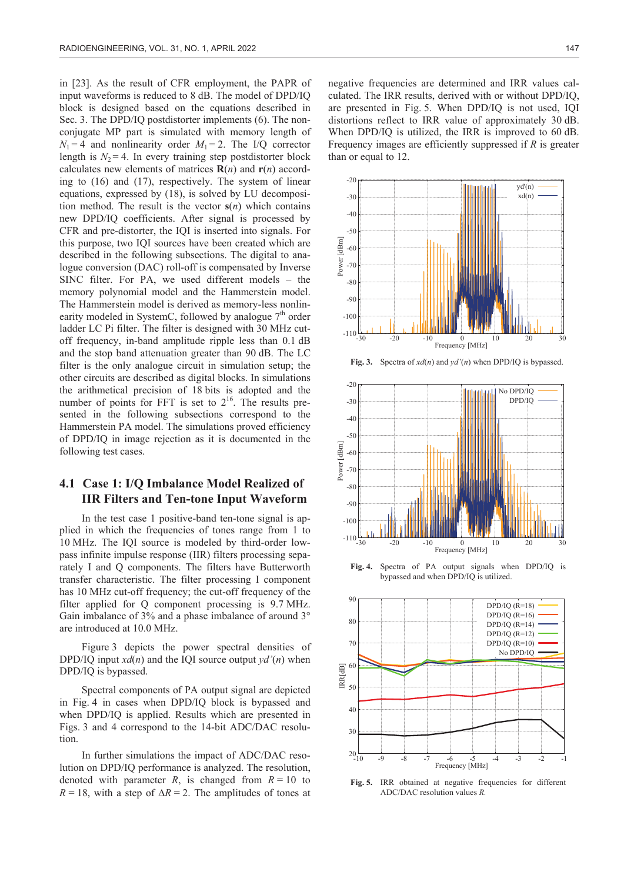in [23]. As the result of CFR employment, the PAPR of input waveforms is reduced to 8 dB. The model of DPD/IQ block is designed based on the equations described in Sec. 3. The DPD/IQ postdistorter implements (6). The non-conjugate MP part is simulated with memory length of $N_1 = 4$ and nonlinearity order $M_1 = 2$. The I/Q corrector length is $N_2 = 4$. In every training step postdistorter block calculates new elements of matrices $\mathbf{R}(n)$ and $\mathbf{r}(n)$ according to (16) and (17), respectively. The system of linear equations, expressed by (18), is solved by LU decomposition method. The result is the vector $\mathbf{s}(n)$ which contains new DPD/IQ coefficients. After signal is processed by CFR and pre-distorter, the IQI is inserted into signals. For this purpose, two IQI sources have been created which are described in the following subsections. The digital to analogue conversion (DAC) roll-off is compensated by Inverse SINC filter. For PA, we used different models – the memory polynomial model and the Hammerstein model. The Hammerstein model is derived as memory-less nonlinearity modeled in SystemC, followed by analogue 7th order ladder LC Pi filter. The filter is designed with 30 MHz cut-off frequency, in-band amplitude ripple less than 0.1 dB and the stop band attenuation greater than 90 dB. The LC filter is the only analogue circuit in simulation setup; the other circuits are described as digital blocks. In simulations the arithmetical precision of 18 bits is adopted and the number of points for FFT is set to $2^{16}$. The results presented in the following subsections correspond to the Hammerstein PA model. The simulations proved efficiency of DPD/IQ in image rejection as it is documented in the following test cases.

### 4.1 Case 1: I/Q Imbalance Model Realized of IIR Filters and Ten-tone Input Waveform

In the test case 1 positive-band ten-tone signal is applied in which the frequencies of tones range from 1 to 10 MHz. The IQI source is modeled by third-order low-pass infinite impulse response (IIR) filters processing separately I and Q components. The filters have Butterworth transfer characteristic. The filter processing I component has 10 MHz cut-off frequency; the cut-off frequency of the filter applied for Q component processing is 9.7 MHz. Gain imbalance of 3% and a phase imbalance of around 3° are introduced at 10.0 MHz.

Figure 3 depicts the power spectral densities of DPD/IQ input $xd(n)$ and the IQI source output $yd'(n)$ when DPD/IQ is bypassed.

Spectral components of PA output signal are depicted in Fig. 4 in cases when DPD/IQ block is bypassed and when DPD/IQ is applied. Results which are presented in Figs. 3 and 4 correspond to the 14-bit ADC/DAC resolution.

In further simulations the impact of ADC/DAC resolution on DPD/IQ performance is analyzed. The resolution, denoted with parameter $R$, is changed from $R = 10$ to $R = 18$, with a step of $\Delta R = 2$. The amplitudes of tones at negative frequencies are determined and IRR values calculated. The IRR results, derived with or without DPD/IQ, are presented in Fig. 5. When DPD/IQ is not used, IQI distortions reflect to IRR value of approximately 30 dB. When DPD/IQ is utilized, the IRR is improved to 60 dB. Frequency images are efficiently suppressed if $R$ is greater than or equal to 12.

**Fig. 3.** Spectra of $xd(n)$ and $yd'(n)$ when DPD/IQ is bypassed.

**Fig. 4.** Spectra of PA output signals when DPD/IQ is bypassed and when DPD/IQ is utilized.

**Fig. 5.** IRR obtained at negative frequencies for different ADC/DAC resolution values $R$.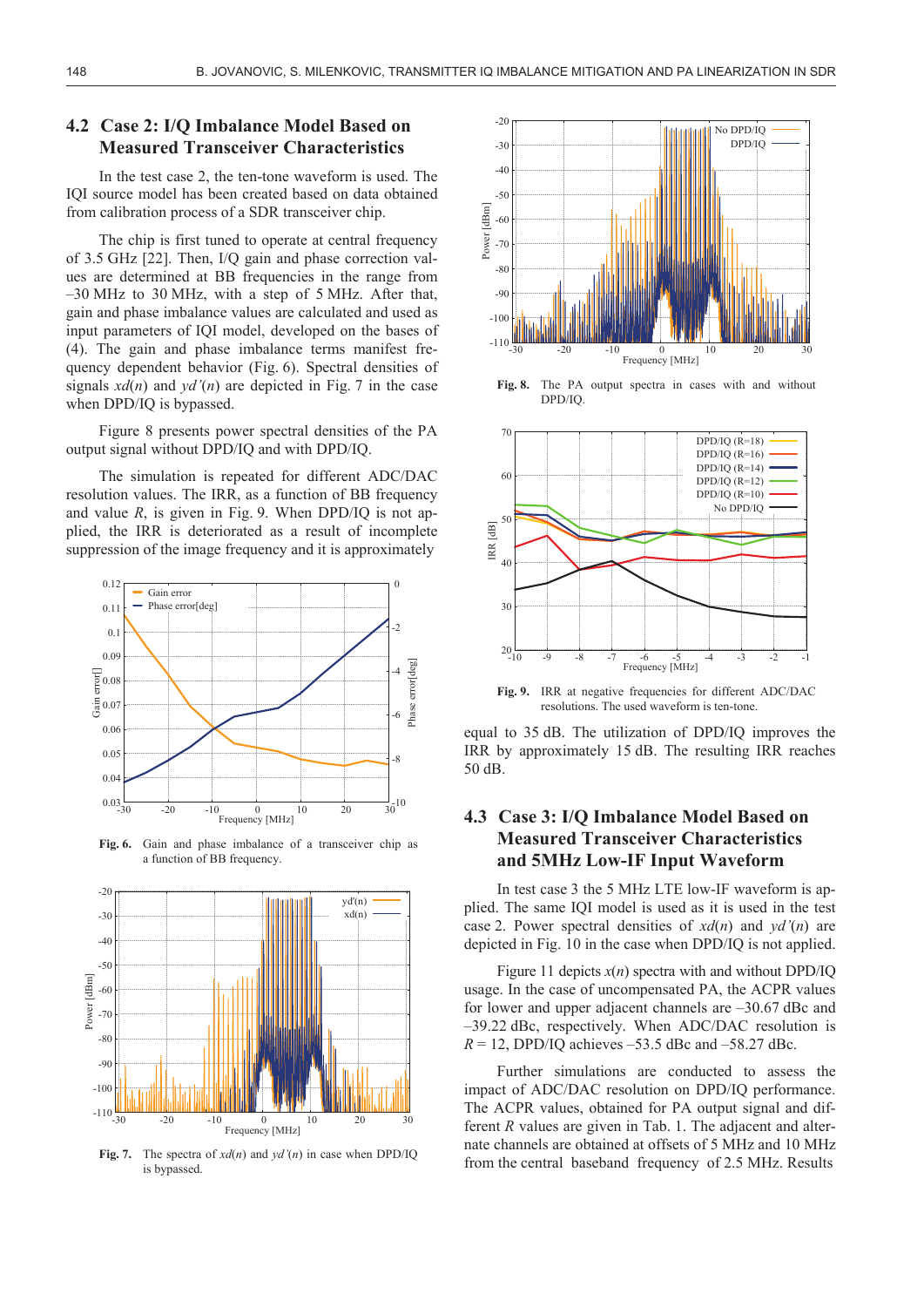## 4.2 Case 2: I/Q Imbalance Model Based on Measured Transceiver Characteristics

In the test case 2, the ten-tone waveform is used. The IQI source model has been created based on data obtained from calibration process of a SDR transceiver chip.

The chip is first tuned to operate at central frequency of 3.5 GHz [22]. Then, I/Q gain and phase correction values are determined at BB frequencies in the range from –30 MHz to 30 MHz, with a step of 5 MHz. After that, gain and phase imbalance values are calculated and used as input parameters of IQI model, developed on the bases of (4). The gain and phase imbalance terms manifest frequency dependent behavior (Fig. 6). Spectral densities of signals $xd(n)$ and $yd'(n)$ are depicted in Fig. 7 in the case when DPD/IQ is bypassed.

Figure 8 presents power spectral densities of the PA output signal without DPD/IQ and with DPD/IQ.

The simulation is repeated for different ADC/DAC resolution values. The IRR, as a function of BB frequency and value $R$, is given in Fig. 9. When DPD/IQ is not applied, the IRR is deteriorated as a result of incomplete suppression of the image frequency and it is approximately equal to 35 dB. The utilization of DPD/IQ improves the IRR by approximately 15 dB. The resulting IRR reaches 50 dB.

**Fig. 6.** Gain and phase imbalance of a transceiver chip as a function of BB frequency.

**Fig. 7.** The spectra of $xd(n)$ and $yd'(n)$ in case when DPD/IQ is bypassed.

**Fig. 8.** The PA output spectra in cases with and without DPD/IQ.

**Fig. 9.** IRR at negative frequencies for different ADC/DAC resolutions. The used waveform is ten-tone.

## 4.3 Case 3: I/Q Imbalance Model Based on Measured Transceiver Characteristics and 5MHz Low-IF Input Waveform

In test case 3 the 5 MHz LTE low-IF waveform is applied. The same IQI model is used as it is used in the test case 2. Power spectral densities of $xd(n)$ and $yd'(n)$ are depicted in Fig. 10 in the case when DPD/IQ is not applied.

Figure 11 depicts $x(n)$ spectra with and without DPD/IQ usage. In the case of uncompensated PA, the ACPR values for lower and upper adjacent channels are –30.67 dBc and –39.22 dBc, respectively. When ADC/DAC resolution is $R = 12$, DPD/IQ achieves –53.5 dBc and –58.27 dBc.

Further simulations are conducted to assess the impact of ADC/DAC resolution on DPD/IQ performance. The ACPR values, obtained for PA output signal and different $R$ values are given in Tab. 1. The adjacent and alternate channels are obtained at offsets of 5 MHz and 10 MHz from the central baseband frequency of 2.5 MHz. Results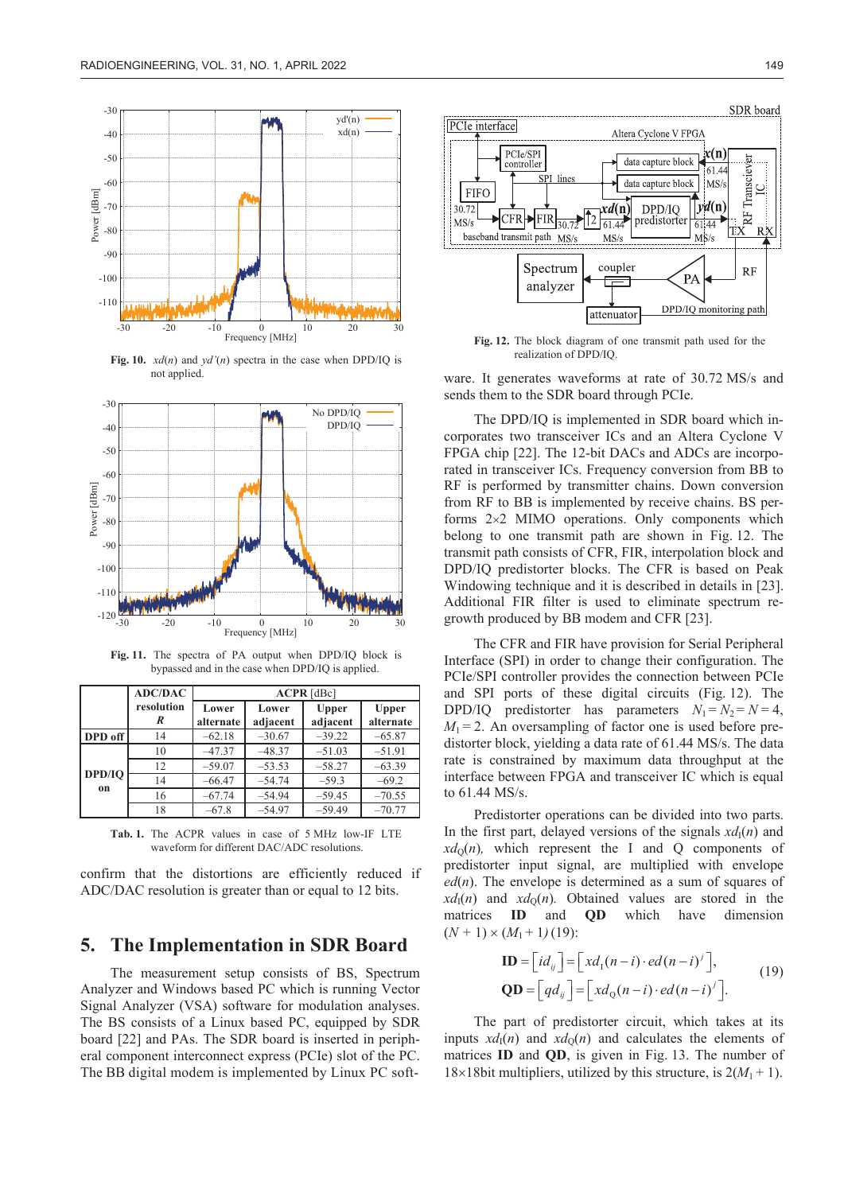Fig. 10. $xd(n)$ and $yd'(n)$ spectra in the case when DPD/IQ is not applied.

Fig. 11. The spectra of PA output when DPD/IQ block is bypassed and in the case when DPD/IQ is applied.

| | ADC/DAC resolution $R$ | ACPR [dBc] | | | |
|---|---|---|---|---|---|
| | | Lower alternate | Lower adjacent | Upper adjacent | Upper alternate |
| **DPD off** | 14 | −62.18 | −30.67 | −39.22 | −65.87 |
| **DPD/IQ on** | 10 | −47.37 | −48.37 | −51.03 | −51.91 |
| | 12 | −59.07 | −53.53 | −58.27 | −63.39 |
| | 14 | −66.47 | −54.74 | −59.3 | −69.2 |
| | 16 | −67.74 | −54.94 | −59.45 | −70.55 |
| | 18 | −67.8 | −54.97 | −59.49 | −70.77 |

Tab. 1. The ACPR values in case of 5 MHz low-IF LTE waveform for different DAC/ADC resolutions.

confirm that the distortions are efficiently reduced if ADC/DAC resolution is greater than or equal to 12 bits.

## 5. The Implementation in SDR Board

The measurement setup consists of BS, Spectrum Analyzer and Windows based PC which is running Vector Signal Analyzer (VSA) software for modulation analyses. The BS consists of a Linux based PC, equipped by SDR board [22] and PAs. The SDR board is inserted in peripheral component interconnect express (PCIe) slot of the PC. The BB digital modem is implemented by Linux PC software. It generates waveforms at rate of 30.72 MS/s and sends them to the SDR board through PCIe.

Fig. 12. The block diagram of one transmit path used for the realization of DPD/IQ.

The DPD/IQ is implemented in SDR board which incorporates two transceiver ICs and an Altera Cyclone V FPGA chip [22]. The 12-bit DACs and ADCs are incorporated in transceiver ICs. Frequency conversion from BB to RF is performed by transmitter chains. Down conversion from RF to BB is implemented by receive chains. BS performs 2×2 MIMO operations. Only components which belong to one transmit path are shown in Fig. 12. The transmit path consists of CFR, FIR, interpolation block and DPD/IQ predistorter blocks. The CFR is based on Peak Windowing technique and it is described in details in [23]. Additional FIR filter is used to eliminate spectrum regrowth produced by BB modem and CFR [23].

The CFR and FIR have provision for Serial Peripheral Interface (SPI) in order to change their configuration. The PCIe/SPI controller provides the connection between PCIe and SPI ports of these digital circuits (Fig. 12). The DPD/IQ predistorter has parameters $N_1 = N_2 = N = 4$, $M_1 = 2$. An oversampling of factor one is used before predistorter block, yielding a data rate of 61.44 MS/s. The data rate is constrained by maximum data throughput at the interface between FPGA and transceiver IC which is equal to 61.44 MS/s.

Predistorter operations can be divided into two parts. In the first part, delayed versions of the signals $xd_I(n)$ and $xd_Q(n)$, which represent the I and Q components of predistorter input signal, are multiplied with envelope $ed(n)$. The envelope is determined as a sum of squares of $xd_I(n)$ and $xd_Q(n)$. Obtained values are stored in the matrices **ID** and **QD** which have dimension $(N + 1) \times (M_1 + 1)$ (19):

$$\begin{aligned} \mathbf{ID} &= \left[ id_{ij} \right] = \left[ xd_I(n-i) \cdot ed(n-i)^j \right], \\ \mathbf{QD} &= \left[ qd_{ij} \right] = \left[ xd_Q(n-i) \cdot ed(n-i)^j \right]. \end{aligned} \tag{19}$$

The part of predistorter circuit, which takes at its inputs $xd_I(n)$ and $xd_Q(n)$ and calculates the elements of matrices **ID** and **QD**, is given in Fig. 13. The number of 18×18bit multipliers, utilized by this structure, is $2(M_1 + 1)$.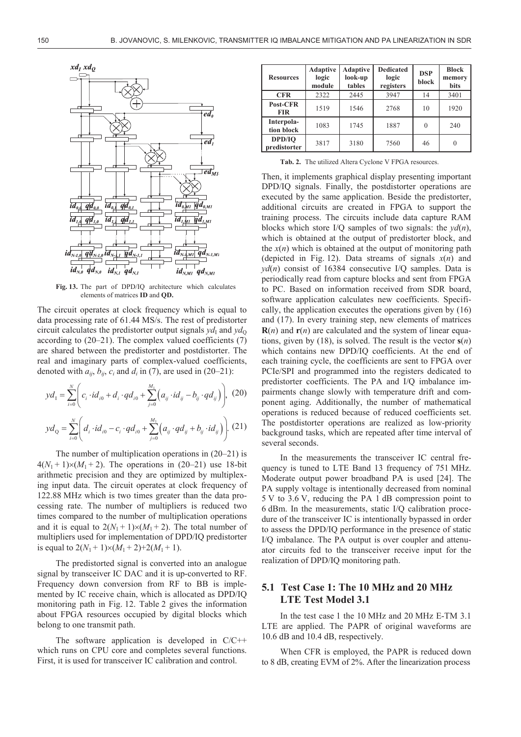**Fig. 13.** The part of DPD/IQ architecture which calculates elements of matrices **ID** and **QD**.

The circuit operates at clock frequency which is equal to data processing rate of 61.44 MS/s. The rest of predistorter circuit calculates the predistorter output signals $yd_{\mathrm{I}}$ and $yd_{\mathrm{Q}}$ according to (20–21). The complex valued coefficients (7) are shared between the predistorter and postdistorter. The real and imaginary parts of complex-valued coefficients, denoted with $a_{ij}$, $b_{ij}$, $c_i$ and $d_i$ in (7), are used in (20–21):

$$yd_{\mathrm{I}} = \sum_{i=0}^{N} \left( c_i \cdot id_{i0} + d_i \cdot qd_{i0} + \sum_{j=0}^{M_1} \left( a_{ij} \cdot id_{ij} - b_{ij} \cdot qd_{ij} \right) \right), \quad (20)$$

$$yd_{\mathrm{Q}} = \sum_{i=0}^{N} \left( d_i \cdot id_{i0} - c_i \cdot qd_{i0} + \sum_{j=0}^{M_1} \left( a_{ij} \cdot qd_{ij} + b_{ij} \cdot id_{ij} \right) \right). \quad (21)$$

The number of multiplication operations in (20–21) is $4(N_1 + 1)\times(M_1 + 2)$. The operations in (20–21) use 18-bit arithmetic precision and they are optimized by multiplexing input data. The circuit operates at clock frequency of 122.88 MHz which is two times greater than the data processing rate. The number of multipliers is reduced two times compared to the number of multiplication operations and it is equal to $2(N_1 + 1)\times(M_1 + 2)$. The total number of multipliers used for implementation of DPD/IQ predistorter is equal to $2(N_1 + 1)\times(M_1 + 2)+2(M_1 + 1)$.

The predistorted signal is converted into an analogue signal by transceiver IC DAC and it is up-converted to RF. Frequency down conversion from RF to BB is implemented by IC receive chain, which is allocated as DPD/IQ monitoring path in Fig. 12. Table 2 gives the information about FPGA resources occupied by digital blocks which belong to one transmit path.

The software application is developed in C/C++ which runs on CPU core and completes several functions. First, it is used for transceiver IC calibration and control.

| Resources | Adaptive logic module | Adaptive look-up tables | Dedicated logic registers | DSP block | Block memory bits |
|---|---|---|---|---|---|
| **CFR** | 2322 | 2445 | 3947 | 14 | 3401 |
| **Post-CFR FIR** | 1519 | 1546 | 2768 | 10 | 1920 |
| **Interpolation block** | 1083 | 1745 | 1887 | 0 | 240 |
| **DPD/IQ predistorter** | 3817 | 3180 | 7560 | 46 | 0 |

**Tab. 2.** The utilized Altera Cyclone V FPGA resources.

Then, it implements graphical display presenting important DPD/IQ signals. Finally, the postdistorter operations are executed by the same application. Beside the predistorter, additional circuits are created in FPGA to support the training process. The circuits include data capture RAM blocks which store I/Q samples of two signals: the $yd(n)$, which is obtained at the output of predistorter block, and the $x(n)$ which is obtained at the output of monitoring path (depicted in Fig. 12). Data streams of signals $x(n)$ and $yd(n)$ consist of 16384 consecutive I/Q samples. Data is periodically read from capture blocks and sent from FPGA to PC. Based on information received from SDR board, software application calculates new coefficients. Specifically, the application executes the operations given by (16) and (17). In every training step, new elements of matrices $\mathbf{R}(n)$ and $\mathbf{r}(n)$ are calculated and the system of linear equations, given by (18), is solved. The result is the vector $\mathbf{s}(n)$ which contains new DPD/IQ coefficients. At the end of each training cycle, the coefficients are sent to FPGA over PCIe/SPI and programmed into the registers dedicated to predistorter coefficients. The PA and I/Q imbalance impairments change slowly with temperature drift and component aging. Additionally, the number of mathematical operations is reduced because of reduced coefficients set. The postdistorter operations are realized as low-priority background tasks, which are repeated after time interval of several seconds.

In the measurements the transceiver IC central frequency is tuned to LTE Band 13 frequency of 751 MHz. Moderate output power broadband PA is used [24]. The PA supply voltage is intentionally decreased from nominal 5 V to 3.6 V, reducing the PA 1 dB compression point to 6 dBm. In the measurements, static I/Q calibration procedure of the transceiver IC is intentionally bypassed in order to assess the DPD/IQ performance in the presence of static I/Q imbalance. The PA output is over coupler and attenuator circuits fed to the transceiver receive input for the realization of DPD/IQ monitoring path.

## 5.1 Test Case 1: The 10 MHz and 20 MHz LTE Test Model 3.1

In the test case 1 the 10 MHz and 20 MHz E-TM 3.1 LTE are applied. The PAPR of original waveforms are 10.6 dB and 10.4 dB, respectively.

When CFR is employed, the PAPR is reduced down to 8 dB, creating EVM of 2%. After the linearization process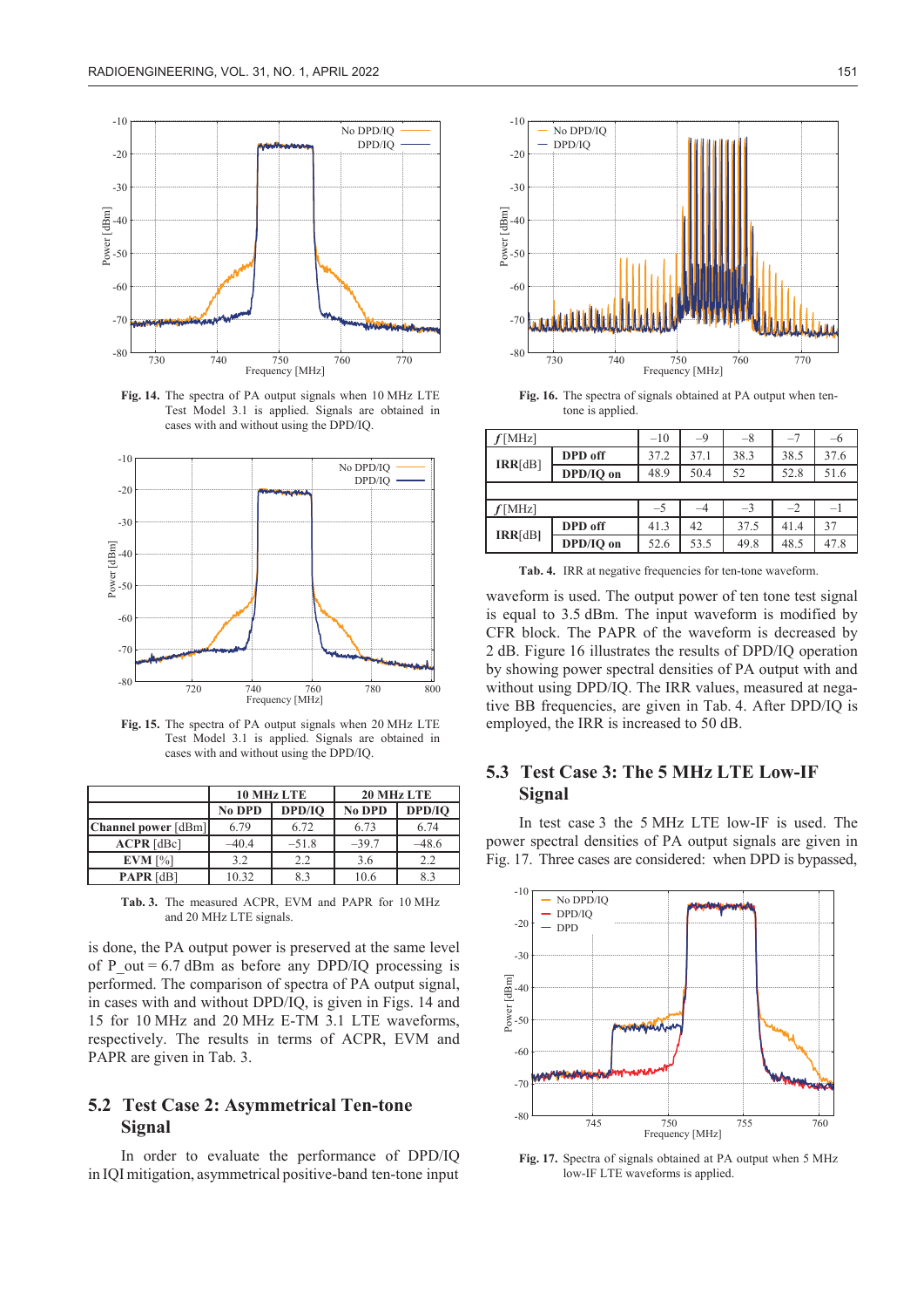Fig. 14. The spectra of PA output signals when 10 MHz LTE Test Model 3.1 is applied. Signals are obtained in cases with and without using the DPD/IQ.

Fig. 15. The spectra of PA output signals when 20 MHz LTE Test Model 3.1 is applied. Signals are obtained in cases with and without using the DPD/IQ.

| | 10 MHz LTE | | 20 MHz LTE | |
|---|---|---|---|---|
| | **No DPD** | **DPD/IQ** | **No DPD** | **DPD/IQ** |
| **Channel power** [dBm] | 6.79 | 6.72 | 6.73 | 6.74 |
| **ACPR** [dBc] | –40.4 | –51.8 | –39.7 | –48.6 |
| **EVM** [%] | 3.2 | 2.2 | 3.6 | 2.2 |
| **PAPR** [dB] | 10.32 | 8.3 | 10.6 | 8.3 |

Tab. 3. The measured ACPR, EVM and PAPR for 10 MHz and 20 MHz LTE signals.

is done, the PA output power is preserved at the same level of P_out = 6.7 dBm as before any DPD/IQ processing is performed. The comparison of spectra of PA output signal, in cases with and without DPD/IQ, is given in Figs. 14 and 15 for 10 MHz and 20 MHz E-TM 3.1 LTE waveforms, respectively. The results in terms of ACPR, EVM and PAPR are given in Tab. 3.

## 5.2 Test Case 2: Asymmetrical Ten-tone Signal

In order to evaluate the performance of DPD/IQ in IQI mitigation, asymmetrical positive-band ten-tone input waveform is used. The output power of ten tone test signal is equal to 3.5 dBm. The input waveform is modified by CFR block. The PAPR of the waveform is decreased by 2 dB. Figure 16 illustrates the results of DPD/IQ operation by showing power spectral densities of PA output with and without using DPD/IQ. The IRR values, measured at negative BB frequencies, are given in Tab. 4. After DPD/IQ is employed, the IRR is increased to 50 dB.

Fig. 16. The spectra of signals obtained at PA output when ten-tone is applied.

| *f* [MHz] | | –10 | –9 | –8 | –7 | –6 |
|---|---|---|---|---|---|---|
| **IRR**[dB] | **DPD off** | 37.2 | 37.1 | 38.3 | 38.5 | 37.6 |
| | **DPD/IQ on** | 48.9 | 50.4 | 52 | 52.8 | 51.6 |
| *f* [MHz] | | –5 | –4 | –3 | –2 | –1 |
| **IRR**[dB] | **DPD off** | 41.3 | 42 | 37.5 | 41.4 | 37 |
| | **DPD/IQ on** | 52.6 | 53.5 | 49.8 | 48.5 | 47.8 |

Tab. 4. IRR at negative frequencies for ten-tone waveform.

## 5.3 Test Case 3: The 5 MHz LTE Low-IF Signal

In test case 3 the 5 MHz LTE low-IF is used. The power spectral densities of PA output signals are given in Fig. 17. Three cases are considered: when DPD is bypassed,

Fig. 17. Spectra of signals obtained at PA output when 5 MHz low-IF LTE waveforms is applied.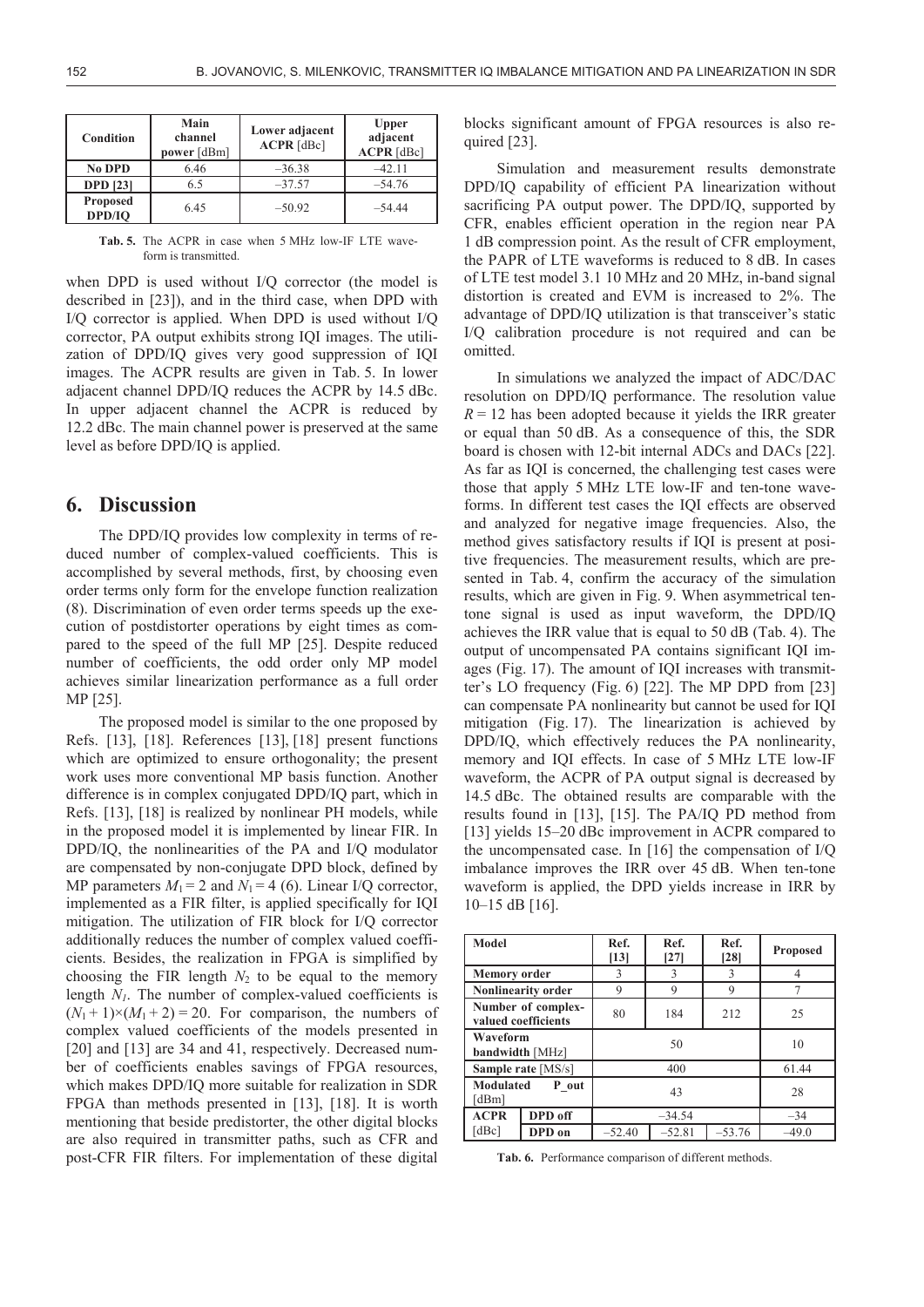| Condition | Main channel power [dBm] | Lower adjacent ACPR [dBc] | Upper adjacent ACPR [dBc] |
|---|---|---|---|
| **No DPD** | 6.46 | –36.38 | –42.11 |
| **DPD [23]** | 6.5 | –37.57 | –54.76 |
| **Proposed DPD/IQ** | 6.45 | –50.92 | –54.44 |

**Tab. 5.** The ACPR in case when 5 MHz low-IF LTE waveform is transmitted.

when DPD is used without I/Q corrector (the model is described in [23]), and in the third case, when DPD with I/Q corrector is applied. When DPD is used without I/Q corrector, PA output exhibits strong IQI images. The utilization of DPD/IQ gives very good suppression of IQI images. The ACPR results are given in Tab. 5. In lower adjacent channel DPD/IQ reduces the ACPR by 14.5 dBc. In upper adjacent channel the ACPR is reduced by 12.2 dBc. The main channel power is preserved at the same level as before DPD/IQ is applied.

## 6. Discussion

The DPD/IQ provides low complexity in terms of reduced number of complex-valued coefficients. This is accomplished by several methods, first, by choosing even order terms only form for the envelope function realization (8). Discrimination of even order terms speeds up the execution of postdistorter operations by eight times as compared to the speed of the full MP [25]. Despite reduced number of coefficients, the odd order only MP model achieves similar linearization performance as a full order MP [25].

The proposed model is similar to the one proposed by Refs. [13], [18]. References [13], [18] present functions which are optimized to ensure orthogonality; the present work uses more conventional MP basis function. Another difference is in complex conjugated DPD/IQ part, which in Refs. [13], [18] is realized by nonlinear PH models, while in the proposed model it is implemented by linear FIR. In DPD/IQ, the nonlinearities of the PA and I/Q modulator are compensated by non-conjugate DPD block, defined by MP parameters $M_1 = 2$ and $N_1 = 4$ (6). Linear I/Q corrector, implemented as a FIR filter, is applied specifically for IQI mitigation. The utilization of FIR block for I/Q corrector additionally reduces the number of complex valued coefficients. Besides, the realization in FPGA is simplified by choosing the FIR length $N_2$ to be equal to the memory length $N_1$. The number of complex-valued coefficients is $(N_1 + 1)\times(M_1 + 2) = 20$. For comparison, the numbers of complex valued coefficients of the models presented in [20] and [13] are 34 and 41, respectively. Decreased number of coefficients enables savings of FPGA resources, which makes DPD/IQ more suitable for realization in SDR FPGA than methods presented in [13], [18]. It is worth mentioning that beside predistorter, the other digital blocks are also required in transmitter paths, such as CFR and post-CFR FIR filters. For implementation of these digital blocks significant amount of FPGA resources is also required [23].

Simulation and measurement results demonstrate DPD/IQ capability of efficient PA linearization without sacrificing PA output power. The DPD/IQ, supported by CFR, enables efficient operation in the region near PA 1 dB compression point. As the result of CFR employment, the PAPR of LTE waveforms is reduced to 8 dB. In cases of LTE test model 3.1 10 MHz and 20 MHz, in-band signal distortion is created and EVM is increased to 2%. The advantage of DPD/IQ utilization is that transceiver's static I/Q calibration procedure is not required and can be omitted.

In simulations we analyzed the impact of ADC/DAC resolution on DPD/IQ performance. The resolution value $R = 12$ has been adopted because it yields the IRR greater or equal than 50 dB. As a consequence of this, the SDR board is chosen with 12-bit internal ADCs and DACs [22]. As far as IQI is concerned, the challenging test cases were those that apply 5 MHz LTE low-IF and ten-tone waveforms. In different test cases the IQI effects are observed and analyzed for negative image frequencies. Also, the method gives satisfactory results if IQI is present at positive frequencies. The measurement results, which are presented in Tab. 4, confirm the accuracy of the simulation results, which are given in Fig. 9. When asymmetrical ten-tone signal is used as input waveform, the DPD/IQ achieves the IRR value that is equal to 50 dB (Tab. 4). The output of uncompensated PA contains significant IQI images (Fig. 17). The amount of IQI increases with transmitter's LO frequency (Fig. 6) [22]. The MP DPD from [23] can compensate PA nonlinearity but cannot be used for IQI mitigation (Fig. 17). The linearization is achieved by DPD/IQ, which effectively reduces the PA nonlinearity, memory and IQI effects. In case of 5 MHz LTE low-IF waveform, the ACPR of PA output signal is decreased by 14.5 dBc. The obtained results are comparable with the results found in [13], [15]. The PA/IQ PD method from [13] yields 15–20 dBc improvement in ACPR compared to the uncompensated case. In [16] the compensation of I/Q imbalance improves the IRR over 45 dB. When ten-tone waveform is applied, the DPD yields increase in IRR by 10–15 dB [16].

| Model | | Ref. [13] | Ref. [27] | Ref. [28] | Proposed |
|---|---|---|---|---|---|
| **Memory order** | | 3 | 3 | 3 | 4 |
| **Nonlinearity order** | | 9 | 9 | 9 | 7 |
| **Number of complex-valued coefficients** | | 80 | 184 | 212 | 25 |
| **Waveform bandwidth** [MHz] | | 50 | | | 10 |
| **Sample rate** [MS/s] | | 400 | | | 61.44 |
| **Modulated P_out** [dBm] | | 43 | | | 28 |
| **ACPR** [dBc] | **DPD off** | –34.54 | | | –34 |
| | **DPD on** | –52.40 | –52.81 | –53.76 | –49.0 |

**Tab. 6.** Performance comparison of different methods.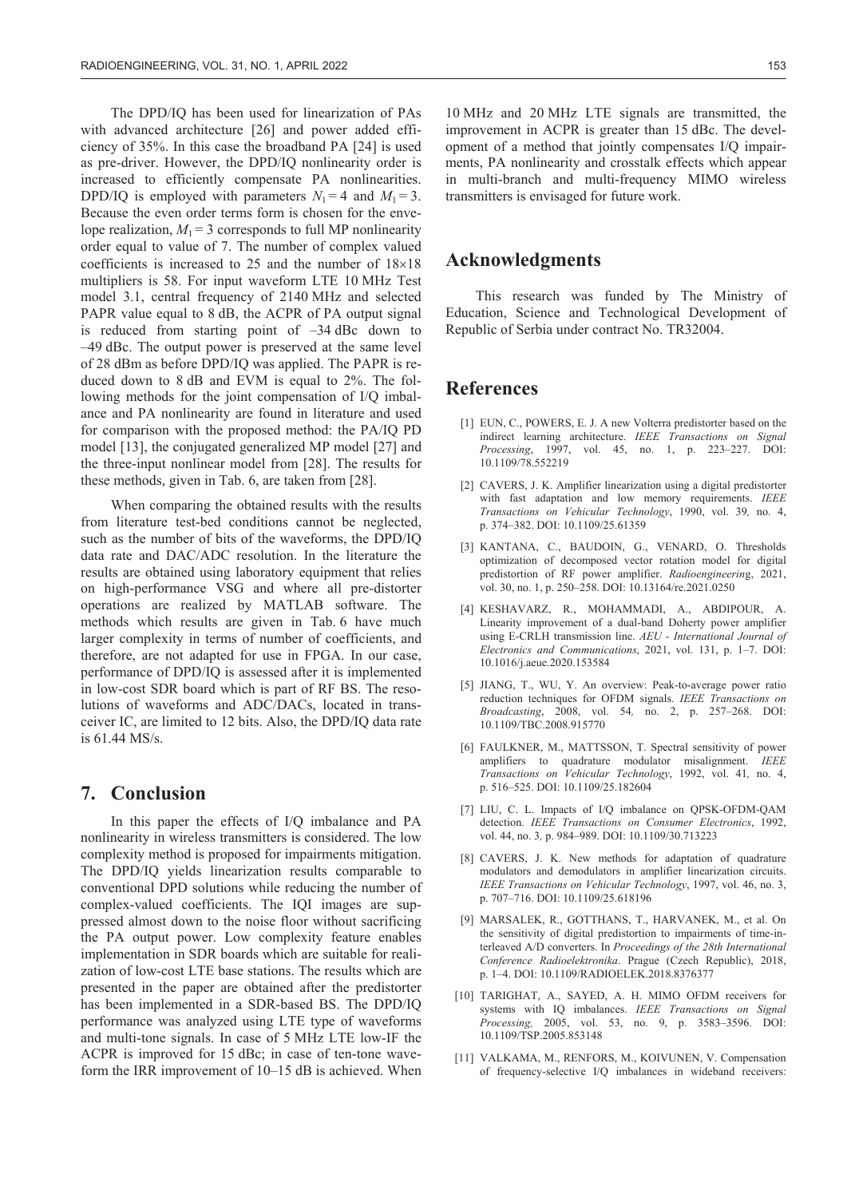The DPD/IQ has been used for linearization of PAs with advanced architecture [26] and power added efficiency of 35%. In this case the broadband PA [24] is used as pre-driver. However, the DPD/IQ nonlinearity order is increased to efficiently compensate PA nonlinearities. DPD/IQ is employed with parameters $N_1 = 4$ and $M_1 = 3$. Because the even order terms form is chosen for the envelope realization, $M_1 = 3$ corresponds to full MP nonlinearity order equal to value of 7. The number of complex valued coefficients is increased to 25 and the number of $18 \times 18$ multipliers is 58. For input waveform LTE 10 MHz Test model 3.1, central frequency of 2140 MHz and selected PAPR value equal to 8 dB, the ACPR of PA output signal is reduced from starting point of –34 dBc down to –49 dBc. The output power is preserved at the same level of 28 dBm as before DPD/IQ was applied. The PAPR is reduced down to 8 dB and EVM is equal to 2%. The following methods for the joint compensation of I/Q imbalance and PA nonlinearity are found in literature and used for comparison with the proposed method: the PA/IQ PD model [13], the conjugated generalized MP model [27] and the three-input nonlinear model from [28]. The results for these methods, given in Tab. 6, are taken from [28].

When comparing the obtained results with the results from literature test-bed conditions cannot be neglected, such as the number of bits of the waveforms, the DPD/IQ data rate and DAC/ADC resolution. In the literature the results are obtained using laboratory equipment that relies on high-performance VSG and where all pre-distorter operations are realized by MATLAB software. The methods which results are given in Tab. 6 have much larger complexity in terms of number of coefficients, and therefore, are not adapted for use in FPGA. In our case, performance of DPD/IQ is assessed after it is implemented in low-cost SDR board which is part of RF BS. The resolutions of waveforms and ADC/DACs, located in transceiver IC, are limited to 12 bits. Also, the DPD/IQ data rate is 61.44 MS/s.

## 7. Conclusion

In this paper the effects of I/Q imbalance and PA nonlinearity in wireless transmitters is considered. The low complexity method is proposed for impairments mitigation. The DPD/IQ yields linearization results comparable to conventional DPD solutions while reducing the number of complex-valued coefficients. The IQI images are suppressed almost down to the noise floor without sacrificing the PA output power. Low complexity feature enables implementation in SDR boards which are suitable for realization of low-cost LTE base stations. The results which are presented in the paper are obtained after the predistorter has been implemented in a SDR-based BS. The DPD/IQ performance was analyzed using LTE type of waveforms and multi-tone signals. In case of 5 MHz LTE low-IF the ACPR is improved for 15 dBc; in case of ten-tone waveform the IRR improvement of 10–15 dB is achieved. When 10 MHz and 20 MHz LTE signals are transmitted, the improvement in ACPR is greater than 15 dBc. The development of a method that jointly compensates I/Q impairments, PA nonlinearity and crosstalk effects which appear in multi-branch and multi-frequency MIMO wireless transmitters is envisaged for future work.

## Acknowledgments

This research was funded by The Ministry of Education, Science and Technological Development of Republic of Serbia under contract No. TR32004.

## References

[1] EUN, C., POWERS, E. J. A new Volterra predistorter based on the indirect learning architecture. *IEEE Transactions on Signal Processing*, 1997, vol. 45, no. 1, p. 223–227. DOI: 10.1109/78.552219

[2] CAVERS, J. K. Amplifier linearization using a digital predistorter with fast adaptation and low memory requirements. *IEEE Transactions on Vehicular Technology*, 1990, vol. 39, no. 4, p. 374–382. DOI: 10.1109/25.61359

[3] KANTANA, C., BAUDOIN, G., VENARD, O. Thresholds optimization of decomposed vector rotation model for digital predistortion of RF power amplifier. *Radioengineering*, 2021, vol. 30, no. 1, p. 250–258. DOI: 10.13164/re.2021.0250

[4] KESHAVARZ, R., MOHAMMADI, A., ABDIPOUR, A. Linearity improvement of a dual-band Doherty power amplifier using E-CRLH transmission line. *AEU - International Journal of Electronics and Communications*, 2021, vol. 131, p. 1–7. DOI: 10.1016/j.aeue.2020.153584

[5] JIANG, T., WU, Y. An overview: Peak-to-average power ratio reduction techniques for OFDM signals. *IEEE Transactions on Broadcasting*, 2008, vol. 54, no. 2, p. 257–268. DOI: 10.1109/TBC.2008.915770

[6] FAULKNER, M., MATTSSON, T. Spectral sensitivity of power amplifiers to quadrature modulator misalignment. *IEEE Transactions on Vehicular Technology*, 1992, vol. 41, no. 4, p. 516–525. DOI: 10.1109/25.182604

[7] LIU, C. L. Impacts of I/Q imbalance on QPSK-OFDM-QAM detection. *IEEE Transactions on Consumer Electronics*, 1992, vol. 44, no. 3, p. 984–989. DOI: 10.1109/30.713223

[8] CAVERS, J. K. New methods for adaptation of quadrature modulators and demodulators in amplifier linearization circuits. *IEEE Transactions on Vehicular Technology*, 1997, vol. 46, no. 3, p. 707–716. DOI: 10.1109/25.618196

[9] MARSALEK, R., GOTTHANS, T., HARVANEK, M., et al. On the sensitivity of digital predistortion to impairments of time-interleaved A/D converters. In *Proceedings of the 28th International Conference Radioelektronika*. Prague (Czech Republic), 2018, p. 1–4. DOI: 10.1109/RADIOELEK.2018.8376377

[10] TARIGHAT, A., SAYED, A. H. MIMO OFDM receivers for systems with IQ imbalances. *IEEE Transactions on Signal Processing,* 2005, vol. 53, no. 9, p. 3583–3596. DOI: 10.1109/TSP.2005.853148

[11] VALKAMA, M., RENFORS, M., KOIVUNEN, V. Compensation of frequency-selective I/Q imbalances in wideband receivers: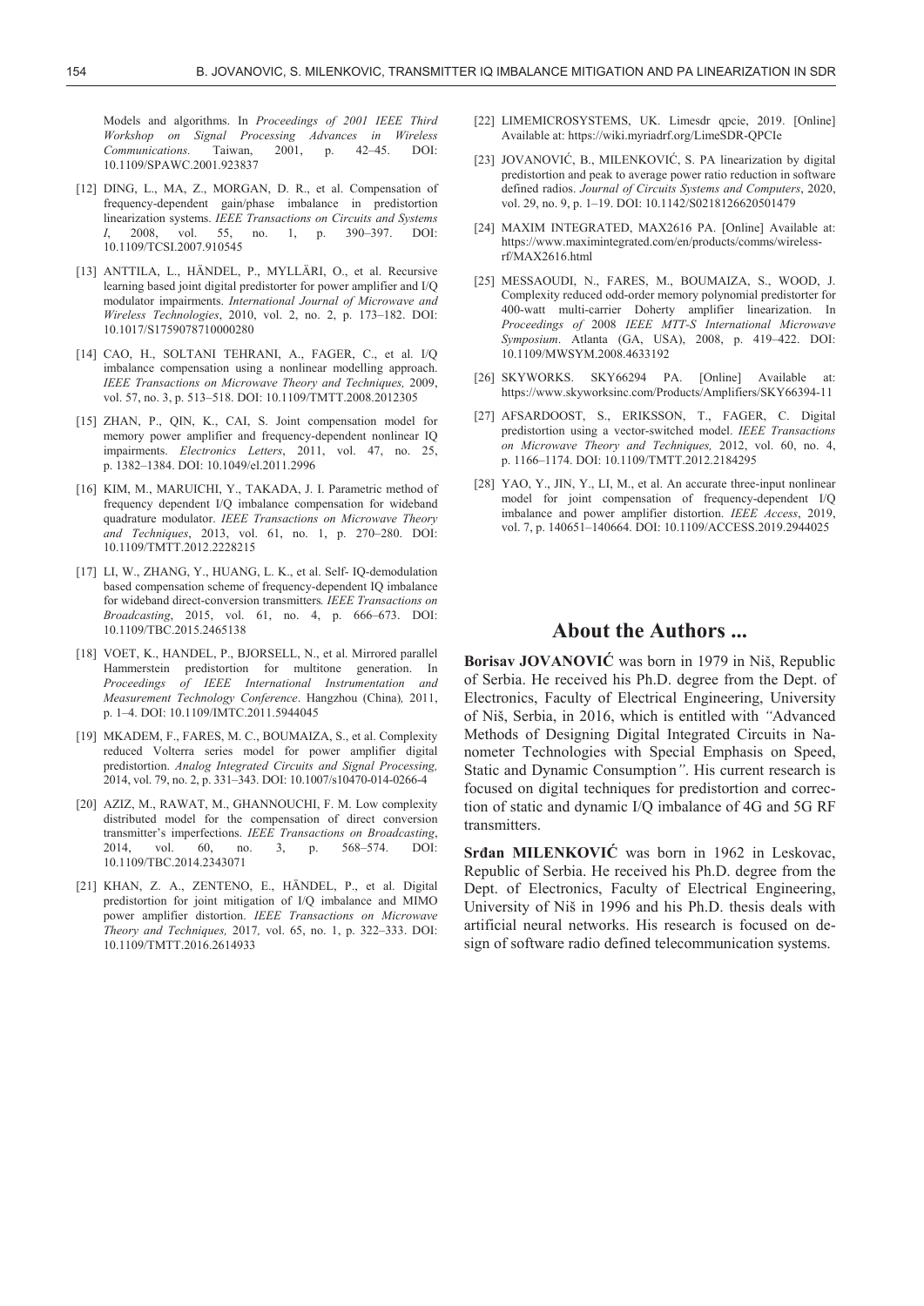Models and algorithms. In *Proceedings of 2001 IEEE Third Workshop on Signal Processing Advances in Wireless Communications.* Taiwan, 2001, p. 42–45. DOI: 10.1109/SPAWC.2001.923837

[12] DING, L., MA, Z., MORGAN, D. R., et al. Compensation of frequency-dependent gain/phase imbalance in predistortion linearization systems. *IEEE Transactions on Circuits and Systems I*, 2008, vol. 55, no. 1, p. 390–397. DOI: 10.1109/TCSI.2007.910545

[13] ANTTILA, L., HÄNDEL, P., MYLLÄRI, O., et al. Recursive learning based joint digital predistorter for power amplifier and I/Q modulator impairments. *International Journal of Microwave and Wireless Technologies*, 2010, vol. 2, no. 2, p. 173–182. DOI: 10.1017/S1759078710000280

[14] CAO, H., SOLTANI TEHRANI, A., FAGER, C., et al. I/Q imbalance compensation using a nonlinear modelling approach. *IEEE Transactions on Microwave Theory and Techniques,* 2009, vol. 57, no. 3, p. 513–518. DOI: 10.1109/TMTT.2008.2012305

[15] ZHAN, P., QIN, K., CAI, S. Joint compensation model for memory power amplifier and frequency-dependent nonlinear IQ impairments. *Electronics Letters*, 2011, vol. 47, no. 25, p. 1382–1384. DOI: 10.1049/el.2011.2996

[16] KIM, M., MARUICHI, Y., TAKADA, J. I. Parametric method of frequency dependent I/Q imbalance compensation for wideband quadrature modulator. *IEEE Transactions on Microwave Theory and Techniques*, 2013, vol. 61, no. 1, p. 270–280. DOI: 10.1109/TMTT.2012.2228215

[17] LI, W., ZHANG, Y., HUANG, L. K., et al. Self- IQ-demodulation based compensation scheme of frequency-dependent IQ imbalance for wideband direct-conversion transmitters*. IEEE Transactions on Broadcasting*, 2015, vol. 61, no. 4, p. 666–673. DOI: 10.1109/TBC.2015.2465138

[18] VOET, K., HANDEL, P., BJORSELL, N., et al. Mirrored parallel Hammerstein predistortion for multitone generation. In *Proceedings of IEEE International Instrumentation and Measurement Technology Conference*. Hangzhou (China)*,* 2011, p. 1–4. DOI: 10.1109/IMTC.2011.5944045

[19] MKADEM, F., FARES, M. C., BOUMAIZA, S., et al. Complexity reduced Volterra series model for power amplifier digital predistortion. *Analog Integrated Circuits and Signal Processing,* 2014, vol. 79, no. 2, p. 331–343. DOI: 10.1007/s10470-014-0266-4

[20] AZIZ, M., RAWAT, M., GHANNOUCHI, F. M. Low complexity distributed model for the compensation of direct conversion transmitter's imperfections. *IEEE Transactions on Broadcasting*, 2014, vol. 60, no. 3, p. 568–574. DOI: 10.1109/TBC.2014.2343071

[21] KHAN, Z. A., ZENTENO, E., HÄNDEL, P., et al. Digital predistortion for joint mitigation of I/Q imbalance and MIMO power amplifier distortion. *IEEE Transactions on Microwave Theory and Techniques,* 2017*,* vol. 65, no. 1, p. 322–333. DOI: 10.1109/TMTT.2016.2614933

[22] LIMEMICROSYSTEMS, UK. Limesdr qpcie, 2019. [Online] Available at: https://wiki.myriadrf.org/LimeSDR-QPCIe

[23] JOVANOVIĆ, B., MILENKOVIĆ, S. PA linearization by digital predistortion and peak to average power ratio reduction in software defined radios. *Journal of Circuits Systems and Computers*, 2020, vol. 29, no. 9, p. 1–19. DOI: 10.1142/S0218126620501479

[24] MAXIM INTEGRATED, MAX2616 PA. [Online] Available at: https://www.maximintegrated.com/en/products/comms/wireless-rf/MAX2616.html

[25] MESSAOUDI, N., FARES, M., BOUMAIZA, S., WOOD, J. Complexity reduced odd-order memory polynomial predistorter for 400-watt multi-carrier Doherty amplifier linearization. In *Proceedings of* 2008 *IEEE MTT-S International Microwave Symposium*. Atlanta (GA, USA), 2008, p. 419–422. DOI: 10.1109/MWSYM.2008.4633192

[26] SKYWORKS. SKY66294 PA. [Online] Available at: https://www.skyworksinc.com/Products/Amplifiers/SKY66394-11

[27] AFSARDOOST, S., ERIKSSON, T., FAGER, C. Digital predistortion using a vector-switched model. *IEEE Transactions on Microwave Theory and Techniques,* 2012, vol. 60, no. 4, p. 1166–1174. DOI: 10.1109/TMTT.2012.2184295

[28] YAO, Y., JIN, Y., LI, M., et al. An accurate three-input nonlinear model for joint compensation of frequency-dependent I/Q imbalance and power amplifier distortion. *IEEE Access*, 2019, vol. 7, p. 140651–140664. DOI: 10.1109/ACCESS.2019.2944025

## About the Authors ...

**Borisav JOVANOVIĆ** was born in 1979 in Niš, Republic of Serbia. He received his Ph.D. degree from the Dept. of Electronics, Faculty of Electrical Engineering, University of Niš, Serbia, in 2016, which is entitled with *"*Advanced Methods of Designing Digital Integrated Circuits in Nanometer Technologies with Special Emphasis on Speed, Static and Dynamic Consumption*"*. His current research is focused on digital techniques for predistortion and correction of static and dynamic I/Q imbalance of 4G and 5G RF transmitters.

**Srđan MILENKOVIĆ** was born in 1962 in Leskovac, Republic of Serbia. He received his Ph.D. degree from the Dept. of Electronics, Faculty of Electrical Engineering, University of Niš in 1996 and his Ph.D. thesis deals with artificial neural networks. His research is focused on design of software radio defined telecommunication systems.